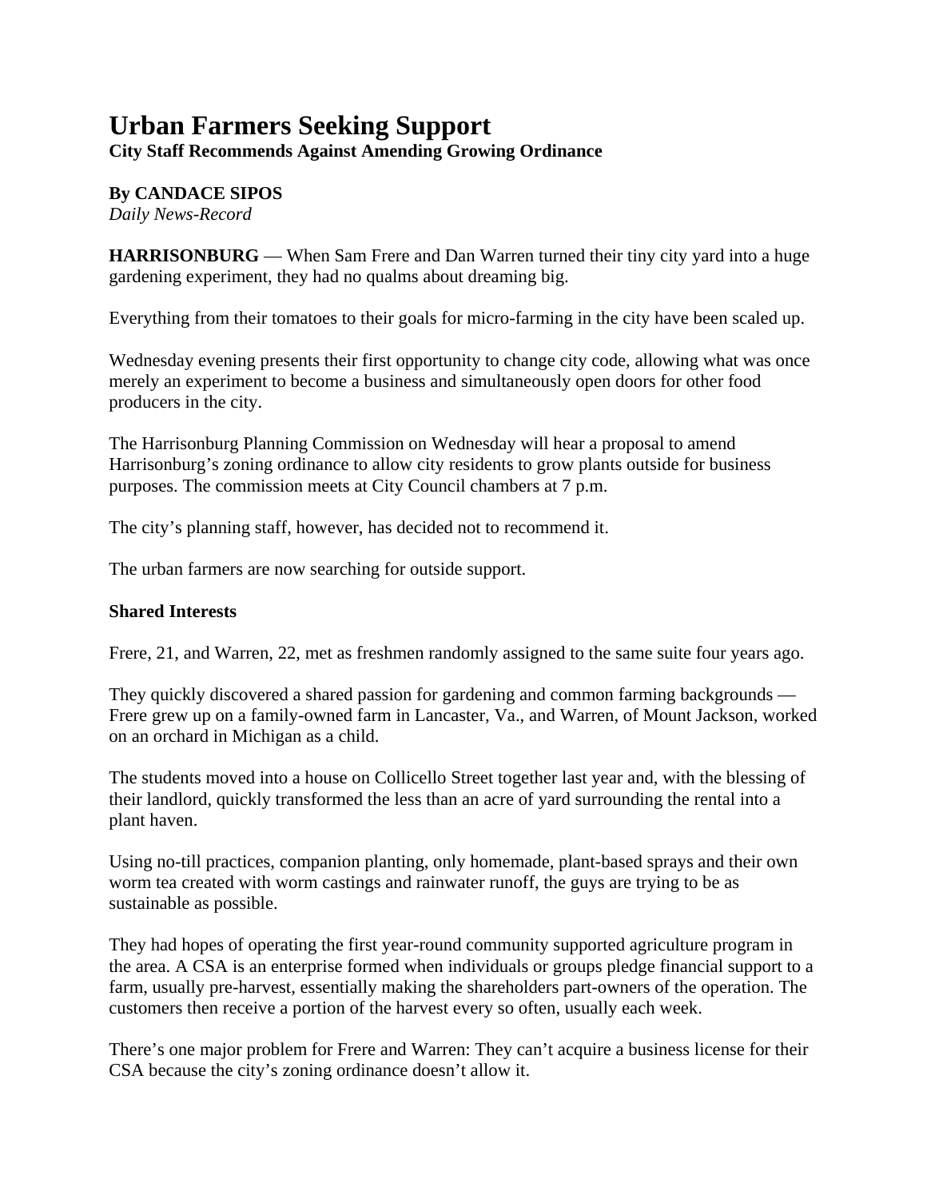# Urban Farmers Seeking Support

**City Staff Recommends Against Amending Growing Ordinance**

**By CANDACE SIPOS**
*Daily News-Record*

**HARRISONBURG** — When Sam Frere and Dan Warren turned their tiny city yard into a huge gardening experiment, they had no qualms about dreaming big.

Everything from their tomatoes to their goals for micro-farming in the city have been scaled up.

Wednesday evening presents their first opportunity to change city code, allowing what was once merely an experiment to become a business and simultaneously open doors for other food producers in the city.

The Harrisonburg Planning Commission on Wednesday will hear a proposal to amend Harrisonburg's zoning ordinance to allow city residents to grow plants outside for business purposes. The commission meets at City Council chambers at 7 p.m.

The city's planning staff, however, has decided not to recommend it.

The urban farmers are now searching for outside support.

**Shared Interests**

Frere, 21, and Warren, 22, met as freshmen randomly assigned to the same suite four years ago.

They quickly discovered a shared passion for gardening and common farming backgrounds — Frere grew up on a family-owned farm in Lancaster, Va., and Warren, of Mount Jackson, worked on an orchard in Michigan as a child.

The students moved into a house on Collicello Street together last year and, with the blessing of their landlord, quickly transformed the less than an acre of yard surrounding the rental into a plant haven.

Using no-till practices, companion planting, only homemade, plant-based sprays and their own worm tea created with worm castings and rainwater runoff, the guys are trying to be as sustainable as possible.

They had hopes of operating the first year-round community supported agriculture program in the area. A CSA is an enterprise formed when individuals or groups pledge financial support to a farm, usually pre-harvest, essentially making the shareholders part-owners of the operation. The customers then receive a portion of the harvest every so often, usually each week.

There's one major problem for Frere and Warren: They can't acquire a business license for their CSA because the city's zoning ordinance doesn't allow it.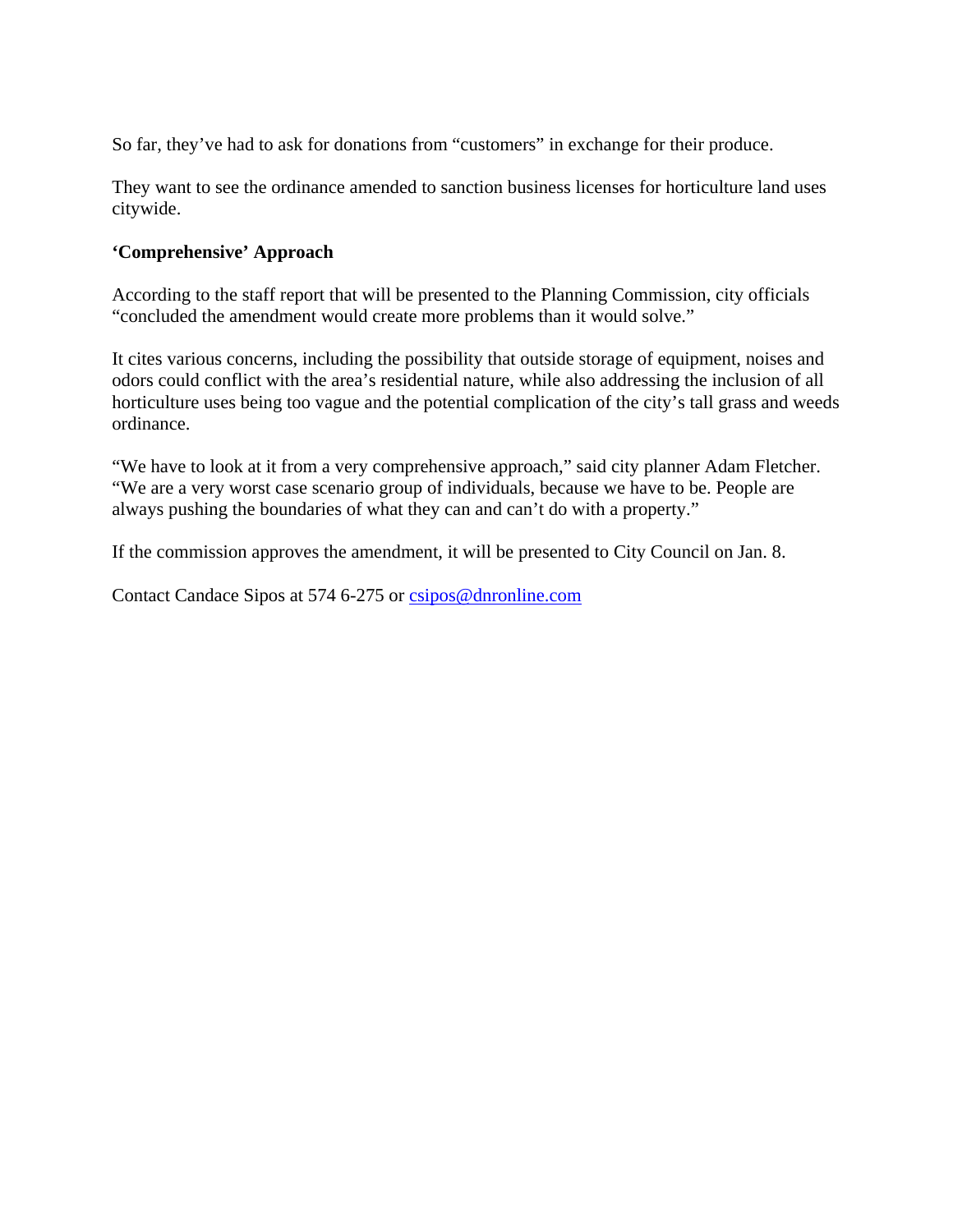So far, they've had to ask for donations from "customers" in exchange for their produce.

They want to see the ordinance amended to sanction business licenses for horticulture land uses citywide.

**'Comprehensive' Approach**

According to the staff report that will be presented to the Planning Commission, city officials "concluded the amendment would create more problems than it would solve."

It cites various concerns, including the possibility that outside storage of equipment, noises and odors could conflict with the area's residential nature, while also addressing the inclusion of all horticulture uses being too vague and the potential complication of the city's tall grass and weeds ordinance.

"We have to look at it from a very comprehensive approach," said city planner Adam Fletcher. "We are a very worst case scenario group of individuals, because we have to be. People are always pushing the boundaries of what they can and can't do with a property."

If the commission approves the amendment, it will be presented to City Council on Jan. 8.

Contact Candace Sipos at 574 6-275 or [csipos@dnronline.com](mailto:csipos@dnronline.com)